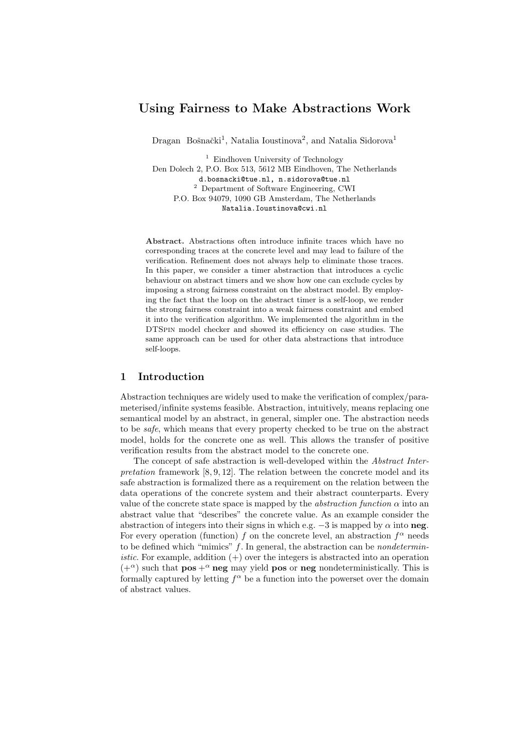# Using Fairness to Make Abstractions Work

Dragan Bošnački[1], Natalia Ioustinova[2], and Natalia Sidorova[1]

[1] Eindhoven University of Technology
Den Dolech 2, P.O. Box 513, 5612 MB Eindhoven, The Netherlands
d.bosnacki@tue.nl, n.sidorova@tue.nl

[2] Department of Software Engineering, CWI
P.O. Box 94079, 1090 GB Amsterdam, The Netherlands
Natalia.Ioustinova@cwi.nl

**Abstract.** Abstractions often introduce infinite traces which have no corresponding traces at the concrete level and may lead to failure of the verification. Refinement does not always help to eliminate those traces. In this paper, we consider a timer abstraction that introduces a cyclic behaviour on abstract timers and we show how one can exclude cycles by imposing a strong fairness constraint on the abstract model. By employing the fact that the loop on the abstract timer is a self-loop, we render the strong fairness constraint into a weak fairness constraint and embed it into the verification algorithm. We implemented the algorithm in the DTSpin model checker and showed its efficiency on case studies. The same approach can be used for other data abstractions that introduce self-loops.

## 1 Introduction

Abstraction techniques are widely used to make the verification of complex/parameterised/infinite systems feasible. Abstraction, intuitively, means replacing one semantical model by an abstract, in general, simpler one. The abstraction needs to be *safe*, which means that every property checked to be true on the abstract model, holds for the concrete one as well. This allows the transfer of positive verification results from the abstract model to the concrete one.

The concept of safe abstraction is well-developed within the *Abstract Interpretation* framework [8, 9, 12]. The relation between the concrete model and its safe abstraction is formalized there as a requirement on the relation between the data operations of the concrete system and their abstract counterparts. Every value of the concrete state space is mapped by the *abstraction function* $\alpha$ into an abstract value that "describes" the concrete value. As an example consider the abstraction of integers into their signs in which e.g. $-3$ is mapped by $\alpha$ into **neg**. For every operation (function) $f$ on the concrete level, an abstraction $f^\alpha$ needs to be defined which "mimics" $f$. In general, the abstraction can be *nondeterministic*. For example, addition ($+$) over the integers is abstracted into an operation ($+^\alpha$) such that **pos** $+^\alpha$ **neg** may yield **pos** or **neg** nondeterministically. This is formally captured by letting $f^\alpha$ be a function into the powerset over the domain of abstract values.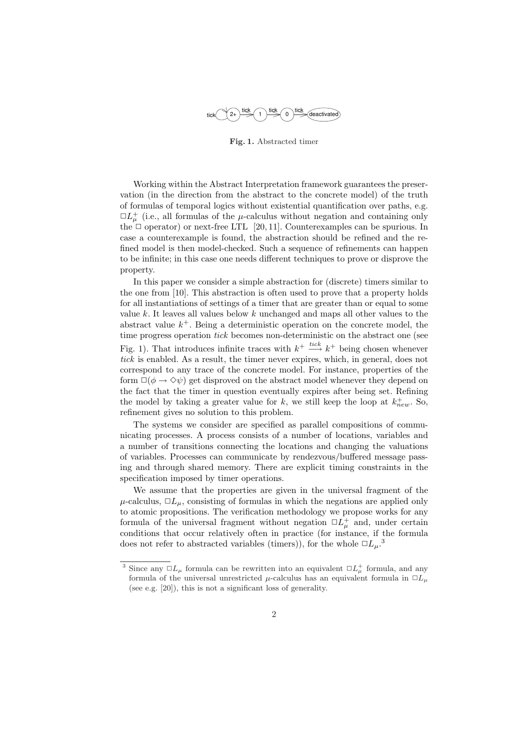Fig. 1. Abstracted timer

Working within the Abstract Interpretation framework guarantees the preservation (in the direction from the abstract to the concrete model) of the truth of formulas of temporal logics without existential quantification over paths, e.g. $\Box L_\mu^+$ (i.e., all formulas of the $\mu$-calculus without negation and containing only the $\Box$ operator) or next-free LTL [20, 11]. Counterexamples can be spurious. In case a counterexample is found, the abstraction should be refined and the refined model is then model-checked. Such a sequence of refinements can happen to be infinite; in this case one needs different techniques to prove or disprove the property.

In this paper we consider a simple abstraction for (discrete) timers similar to the one from [10]. This abstraction is often used to prove that a property holds for all instantiations of settings of a timer that are greater than or equal to some value $k$. It leaves all values below $k$ unchanged and maps all other values to the abstract value $k^+$. Being a deterministic operation on the concrete model, the time progress operation *tick* becomes non-deterministic on the abstract one (see Fig. 1). That introduces infinite traces with $k^+ \xrightarrow{tick} k^+$ being chosen whenever *tick* is enabled. As a result, the timer never expires, which, in general, does not correspond to any trace of the concrete model. For instance, properties of the form $\Box(\phi \rightarrow \Diamond\psi)$ get disproved on the abstract model whenever they depend on the fact that the timer in question eventually expires after being set. Refining the model by taking a greater value for $k$, we still keep the loop at $k^+_{new}$. So, refinement gives no solution to this problem.

The systems we consider are specified as parallel compositions of communicating processes. A process consists of a number of locations, variables and a number of transitions connecting the locations and changing the valuations of variables. Processes can communicate by rendezvous/buffered message passing and through shared memory. There are explicit timing constraints in the specification imposed by timer operations.

We assume that the properties are given in the universal fragment of the $\mu$-calculus, $\Box L_\mu$, consisting of formulas in which the negations are applied only to atomic propositions. The verification methodology we propose works for any formula of the universal fragment without negation $\Box L_\mu^+$ and, under certain conditions that occur relatively often in practice (for instance, if the formula does not refer to abstracted variables (timers)), for the whole $\Box L_\mu$.[3]

[3] Since any $\Box L_\mu$ formula can be rewritten into an equivalent $\Box L_\mu^+$ formula, and any formula of the universal unrestricted $\mu$-calculus has an equivalent formula in $\Box L_\mu$ (see e.g. [20]), this is not a significant loss of generality.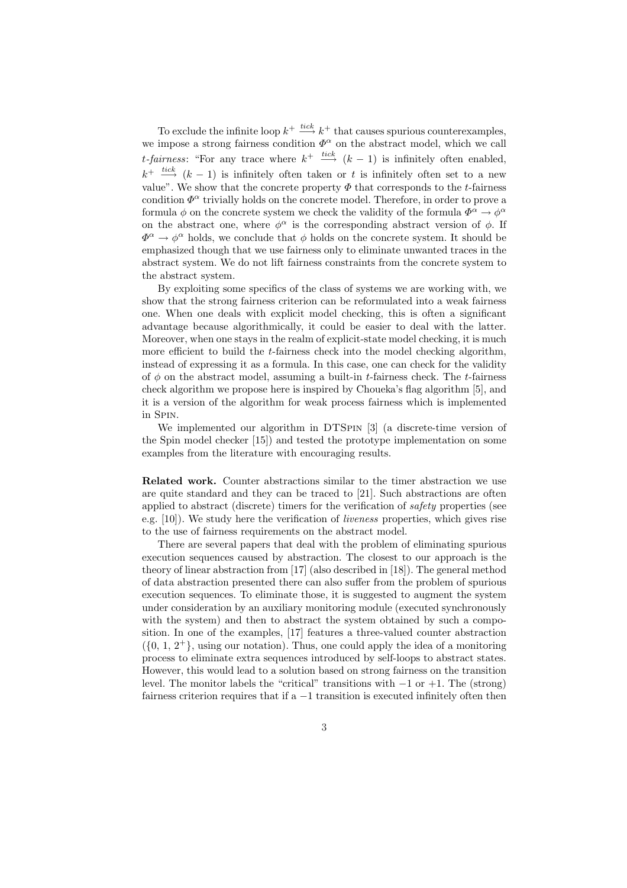To exclude the infinite loop $k^+ \xrightarrow{tick} k^+$ that causes spurious counterexamples, we impose a strong fairness condition $\Phi^\alpha$ on the abstract model, which we call *t-fairness*: "For any trace where $k^+ \xrightarrow{tick} (k-1)$ is infinitely often enabled, $k^+ \xrightarrow{tick} (k-1)$ is infinitely often taken or $t$ is infinitely often set to a new value". We show that the concrete property $\Phi$ that corresponds to the $t$-fairness condition $\Phi^\alpha$ trivially holds on the concrete model. Therefore, in order to prove a formula $\phi$ on the concrete system we check the validity of the formula $\Phi^\alpha \to \phi^\alpha$ on the abstract one, where $\phi^\alpha$ is the corresponding abstract version of $\phi$. If $\Phi^\alpha \to \phi^\alpha$ holds, we conclude that $\phi$ holds on the concrete system. It should be emphasized though that we use fairness only to eliminate unwanted traces in the abstract system. We do not lift fairness constraints from the concrete system to the abstract system.

By exploiting some specifics of the class of systems we are working with, we show that the strong fairness criterion can be reformulated into a weak fairness one. When one deals with explicit model checking, this is often a significant advantage because algorithmically, it could be easier to deal with the latter. Moreover, when one stays in the realm of explicit-state model checking, it is much more efficient to build the $t$-fairness check into the model checking algorithm, instead of expressing it as a formula. In this case, one can check for the validity of $\phi$ on the abstract model, assuming a built-in $t$-fairness check. The $t$-fairness check algorithm we propose here is inspired by Choueka's flag algorithm [5], and it is a version of the algorithm for weak process fairness which is implemented in Spin.

We implemented our algorithm in DTSpin [3] (a discrete-time version of the Spin model checker [15]) and tested the prototype implementation on some examples from the literature with encouraging results.

**Related work.** Counter abstractions similar to the timer abstraction we use are quite standard and they can be traced to [21]. Such abstractions are often applied to abstract (discrete) timers for the verification of *safety* properties (see e.g. [10]). We study here the verification of *liveness* properties, which gives rise to the use of fairness requirements on the abstract model.

There are several papers that deal with the problem of eliminating spurious execution sequences caused by abstraction. The closest to our approach is the theory of linear abstraction from [17] (also described in [18]). The general method of data abstraction presented there can also suffer from the problem of spurious execution sequences. To eliminate those, it is suggested to augment the system under consideration by an auxiliary monitoring module (executed synchronously with the system) and then to abstract the system obtained by such a composition. In one of the examples, [17] features a three-valued counter abstraction ($\{0, 1, 2^+\}$, using our notation). Thus, one could apply the idea of a monitoring process to eliminate extra sequences introduced by self-loops to abstract states. However, this would lead to a solution based on strong fairness on the transition level. The monitor labels the "critical" transitions with $-1$ or $+1$. The (strong) fairness criterion requires that if a $-1$ transition is executed infinitely often then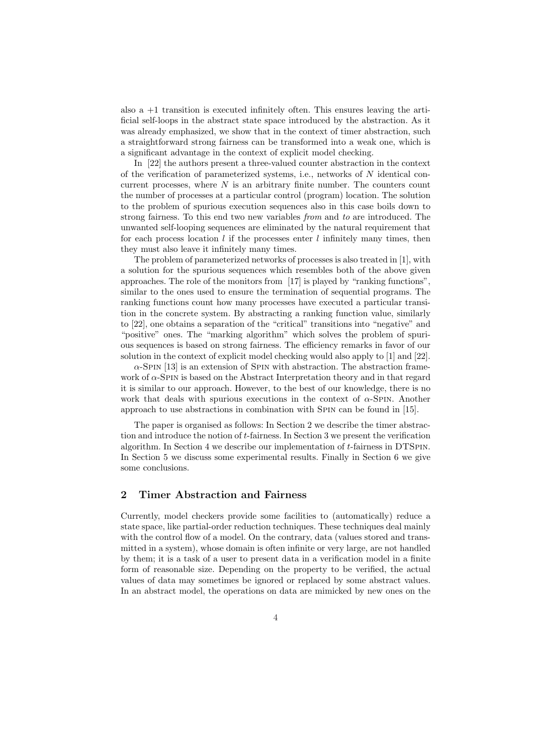also a +1 transition is executed infinitely often. This ensures leaving the artificial self-loops in the abstract state space introduced by the abstraction. As it was already emphasized, we show that in the context of timer abstraction, such a straightforward strong fairness can be transformed into a weak one, which is a significant advantage in the context of explicit model checking.

In [22] the authors present a three-valued counter abstraction in the context of the verification of parameterized systems, i.e., networks of $N$ identical concurrent processes, where $N$ is an arbitrary finite number. The counters count the number of processes at a particular control (program) location. The solution to the problem of spurious execution sequences also in this case boils down to strong fairness. To this end two new variables *from* and *to* are introduced. The unwanted self-looping sequences are eliminated by the natural requirement that for each process location $l$ if the processes enter $l$ infinitely many times, then they must also leave it infinitely many times.

The problem of parameterized networks of processes is also treated in [1], with a solution for the spurious sequences which resembles both of the above given approaches. The role of the monitors from [17] is played by "ranking functions", similar to the ones used to ensure the termination of sequential programs. The ranking functions count how many processes have executed a particular transition in the concrete system. By abstracting a ranking function value, similarly to [22], one obtains a separation of the "critical" transitions into "negative" and "positive" ones. The "marking algorithm" which solves the problem of spurious sequences is based on strong fairness. The efficiency remarks in favor of our solution in the context of explicit model checking would also apply to [1] and [22].

$\alpha$-Spin [13] is an extension of Spin with abstraction. The abstraction framework of $\alpha$-Spin is based on the Abstract Interpretation theory and in that regard it is similar to our approach. However, to the best of our knowledge, there is no work that deals with spurious executions in the context of $\alpha$-Spin. Another approach to use abstractions in combination with Spin can be found in [15].

The paper is organised as follows: In Section 2 we describe the timer abstraction and introduce the notion of $t$-fairness. In Section 3 we present the verification algorithm. In Section 4 we describe our implementation of $t$-fairness in DTSpin. In Section 5 we discuss some experimental results. Finally in Section 6 we give some conclusions.

## 2 Timer Abstraction and Fairness

Currently, model checkers provide some facilities to (automatically) reduce a state space, like partial-order reduction techniques. These techniques deal mainly with the control flow of a model. On the contrary, data (values stored and transmitted in a system), whose domain is often infinite or very large, are not handled by them; it is a task of a user to present data in a verification model in a finite form of reasonable size. Depending on the property to be verified, the actual values of data may sometimes be ignored or replaced by some abstract values. In an abstract model, the operations on data are mimicked by new ones on the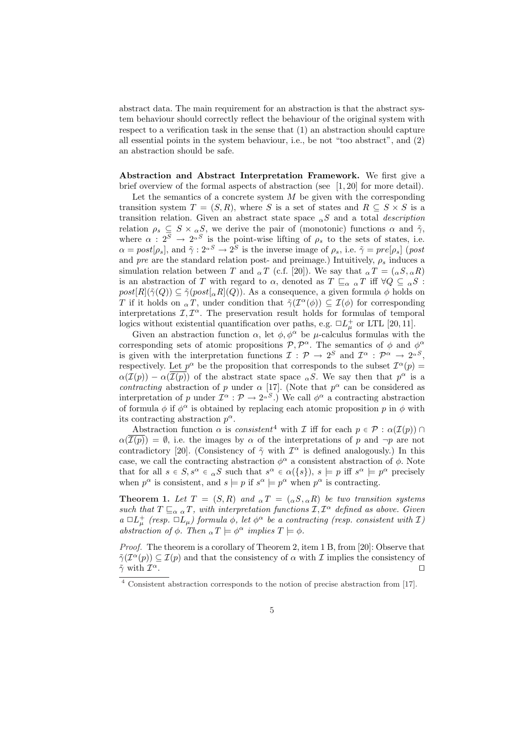abstract data. The main requirement for an abstraction is that the abstract system behaviour should correctly reflect the behaviour of the original system with respect to a verification task in the sense that (1) an abstraction should capture all essential points in the system behaviour, i.e., be not "too abstract", and (2) an abstraction should be safe.

**Abstraction and Abstract Interpretation Framework.** We first give a brief overview of the formal aspects of abstraction (see [1, 20] for more detail).

Let the semantics of a concrete system $M$ be given with the corresponding transition system $T = (S, R)$, where $S$ is a set of states and $R \subseteq S \times S$ is a transition relation. Given an abstract state space ${}_{\alpha}S$ and a total *description* relation $\rho_s \subseteq S \times {}_{\alpha}S$, we derive the pair of (monotonic) functions $\alpha$ and $\tilde{\gamma}$, where $\alpha : 2^S \to 2^{{}_{\alpha}S}$ is the point-wise lifting of $\rho_s$ to the sets of states, i.e. $\alpha = post[\rho_s]$, and $\tilde{\gamma} : 2^{{}_{\alpha}S} \to 2^S$ is the inverse image of $\rho_s$, i.e. $\tilde{\gamma} = pre[\rho_s]$ (*post* and *pre* are the standard relation post- and preimage.) Intuitively, $\rho_s$ induces a simulation relation between $T$ and ${}_{\alpha}T$ (c.f. [20]). We say that ${}_{\alpha}T = ({}_{\alpha}S, {}_{\alpha}R)$ is an abstraction of $T$ with regard to $\alpha$, denoted as $T \sqsubseteq_{\alpha} {}_{\alpha}T$ iff $\forall Q \subseteq {}_{\alpha}S$ : $post[R](\tilde{\gamma}(Q)) \subseteq \tilde{\gamma}(post[{}_{\alpha}R](Q))$. As a consequence, a given formula $\phi$ holds on $T$ if it holds on ${}_{\alpha}T$, under condition that $\tilde{\gamma}(\mathcal{I}^{\alpha}(\phi)) \subseteq \mathcal{I}(\phi)$ for corresponding interpretations $\mathcal{I}, \mathcal{I}^{\alpha}$. The preservation result holds for formulas of temporal logics without existential quantification over paths, e.g. $\Box L_{\mu}^{+}$ or LTL [20, 11].

Given an abstraction function $\alpha$, let $\phi, \phi^{\alpha}$ be $\mu$-calculus formulas with the corresponding sets of atomic propositions $\mathcal{P}, \mathcal{P}^{\alpha}$. The semantics of $\phi$ and $\phi^{\alpha}$ is given with the interpretation functions $\mathcal{I} : \mathcal{P} \to 2^S$ and $\mathcal{I}^{\alpha} : \mathcal{P}^{\alpha} \to 2^{{}_{\alpha}S}$, respectively. Let $p^{\alpha}$ be the proposition that corresponds to the subset $\mathcal{I}^{\alpha}(p) = \alpha(\mathcal{I}(p)) - \alpha(\overline{\mathcal{I}(p)})$ of the abstract state space ${}_{\alpha}S$. We say then that $p^{\alpha}$ is a *contracting* abstraction of $p$ under $\alpha$ [17]. (Note that $p^{\alpha}$ can be considered as interpretation of $p$ under $\mathcal{I}^{\alpha} : \mathcal{P} \to 2^{{}_{\alpha}S}$.) We call $\phi^{\alpha}$ a contracting abstraction of formula $\phi$ if $\phi^{\alpha}$ is obtained by replacing each atomic proposition $p$ in $\phi$ with its contracting abstraction $p^{\alpha}$.

Abstraction function $\alpha$ is *consistent*[4] with $\mathcal{I}$ iff for each $p \in \mathcal{P} : \alpha(\mathcal{I}(p)) \cap \alpha(\overline{\mathcal{I}(p)}) = \emptyset$, i.e. the images by $\alpha$ of the interpretations of $p$ and $\neg p$ are not contradictory [20]. (Consistency of $\tilde{\gamma}$ with $\mathcal{I}^{\alpha}$ is defined analogously.) In this case, we call the contracting abstraction $\phi^{\alpha}$ a consistent abstraction of $\phi$. Note that for all $s \in S, s^{\alpha} \in {}_{\alpha}S$ such that $s^{\alpha} \in \alpha(\{s\})$, $s \models p$ iff $s^{\alpha} \models p^{\alpha}$ precisely when $p^{\alpha}$ is consistent, and $s \models p$ if $s^{\alpha} \models p^{\alpha}$ when $p^{\alpha}$ is contracting.

**Theorem 1.** *Let $T = (S, R)$ and ${}_{\alpha}T = ({}_{\alpha}S, {}_{\alpha}R)$ be two transition systems such that $T \sqsubseteq_{\alpha} {}_{\alpha}T$, with interpretation functions $\mathcal{I}, \mathcal{I}^{\alpha}$ defined as above. Given a $\Box L_{\mu}^{+}$ (resp. $\Box L_{\mu}$) formula $\phi$, let $\phi^{\alpha}$ be a contracting (resp. consistent with $\mathcal{I}$) abstraction of $\phi$. Then ${}_{\alpha}T \models \phi^{\alpha}$ implies $T \models \phi$.*

*Proof.* The theorem is a corollary of Theorem 2, item 1 B, from [20]: Observe that $\tilde{\gamma}(\mathcal{I}^{\alpha}(p)) \subseteq \mathcal{I}(p)$ and that the consistency of $\alpha$ with $\mathcal{I}$ implies the consistency of $\tilde{\gamma}$ with $\mathcal{I}^{\alpha}$. ◻

[4] Consistent abstraction corresponds to the notion of precise abstraction from [17].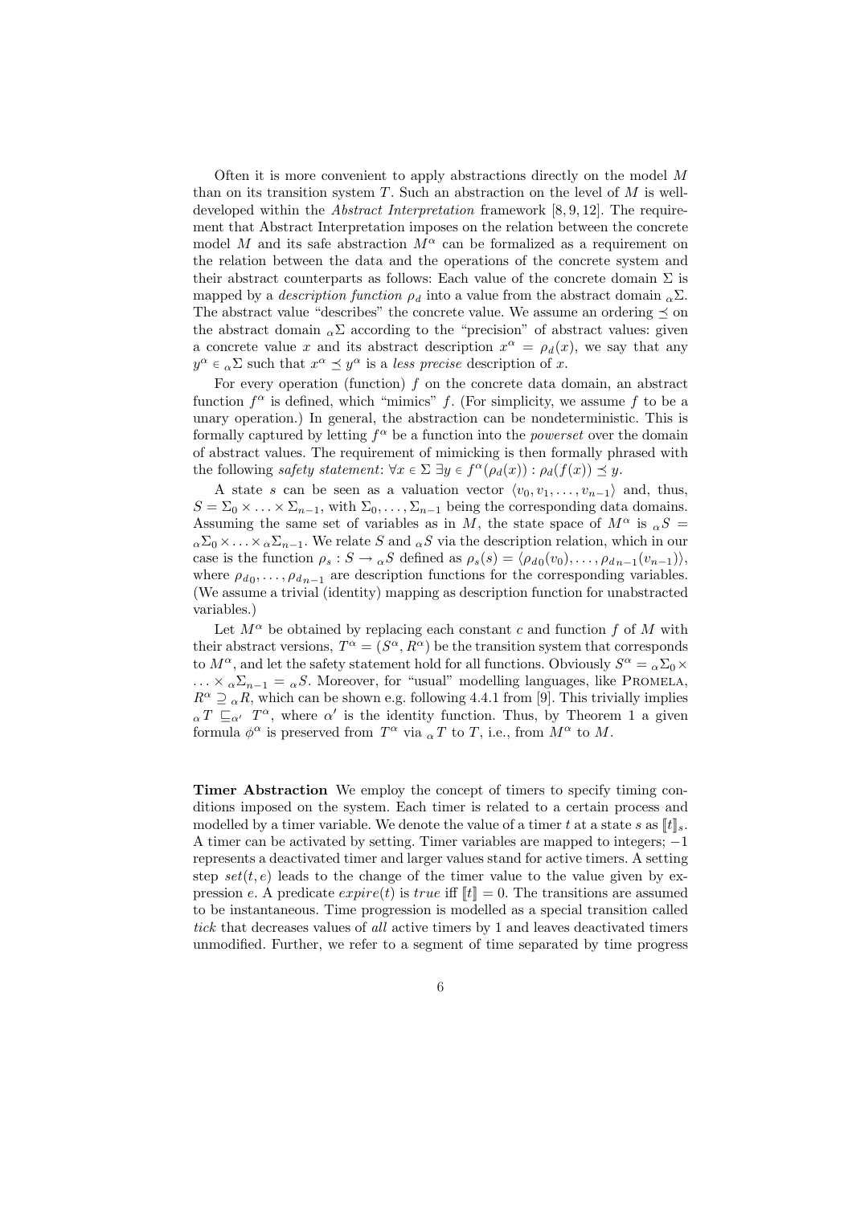Often it is more convenient to apply abstractions directly on the model $M$ than on its transition system $T$. Such an abstraction on the level of $M$ is well-developed within the *Abstract Interpretation* framework [8, 9, 12]. The requirement that Abstract Interpretation imposes on the relation between the concrete model $M$ and its safe abstraction $M^\alpha$ can be formalized as a requirement on the relation between the data and the operations of the concrete system and their abstract counterparts as follows: Each value of the concrete domain $\Sigma$ is mapped by a *description function* $\rho_d$ into a value from the abstract domain ${}_\alpha\Sigma$. The abstract value "describes" the concrete value. We assume an ordering $\preceq$ on the abstract domain ${}_\alpha\Sigma$ according to the "precision" of abstract values: given a concrete value $x$ and its abstract description $x^\alpha = \rho_d(x)$, we say that any $y^\alpha \in {}_\alpha\Sigma$ such that $x^\alpha \preceq y^\alpha$ is a *less precise* description of $x$.

For every operation (function) $f$ on the concrete data domain, an abstract function $f^\alpha$ is defined, which "mimics" $f$. (For simplicity, we assume $f$ to be a unary operation.) In general, the abstraction can be nondeterministic. This is formally captured by letting $f^\alpha$ be a function into the *powerset* over the domain of abstract values. The requirement of mimicking is then formally phrased with the following *safety statement*: $\forall x \in \Sigma \; \exists y \in f^\alpha(\rho_d(x)) : \rho_d(f(x)) \preceq y$.

A state $s$ can be seen as a valuation vector $\langle v_0, v_1, \ldots, v_{n-1}\rangle$ and, thus, $S = \Sigma_0 \times \ldots \times \Sigma_{n-1}$, with $\Sigma_0, \ldots, \Sigma_{n-1}$ being the corresponding data domains. Assuming the same set of variables as in $M$, the state space of $M^\alpha$ is ${}_\alpha S = {}_\alpha\Sigma_0 \times \ldots \times {}_\alpha\Sigma_{n-1}$. We relate $S$ and ${}_\alpha S$ via the description relation, which in our case is the function $\rho_s : S \to {}_\alpha S$ defined as $\rho_s(s) = \langle \rho_{d0}(v_0), \ldots, \rho_{d\,n-1}(v_{n-1})\rangle$, where $\rho_{d0}, \ldots, \rho_{d\,n-1}$ are description functions for the corresponding variables. (We assume a trivial (identity) mapping as description function for unabstracted variables.)

Let $M^\alpha$ be obtained by replacing each constant $c$ and function $f$ of $M$ with their abstract versions, $T^\alpha = (S^\alpha, R^\alpha)$ be the transition system that corresponds to $M^\alpha$, and let the safety statement hold for all functions. Obviously $S^\alpha = {}_\alpha\Sigma_0 \times \ldots \times {}_\alpha\Sigma_{n-1} = {}_\alpha S$. Moreover, for "usual" modelling languages, like Promela, $R^\alpha \supseteq {}_\alpha R$, which can be shown e.g. following 4.4.1 from [9]. This trivially implies ${}_\alpha T \sqsubseteq_{\alpha'} T^\alpha$, where $\alpha'$ is the identity function. Thus, by Theorem 1 a given formula $\phi^\alpha$ is preserved from $T^\alpha$ via ${}_\alpha T$ to $T$, i.e., from $M^\alpha$ to $M$.

**Timer Abstraction** We employ the concept of timers to specify timing conditions imposed on the system. Each timer is related to a certain process and modelled by a timer variable. We denote the value of a timer $t$ at a state $s$ as $[\![t]\!]_s$. A timer can be activated by setting. Timer variables are mapped to integers; $-1$ represents a deactivated timer and larger values stand for active timers. A setting step $set(t, e)$ leads to the change of the timer value to the value given by expression $e$. A predicate $expire(t)$ is $true$ iff $[\![t]\!] = 0$. The transitions are assumed to be instantaneous. Time progression is modelled as a special transition called *tick* that decreases values of *all* active timers by 1 and leaves deactivated timers unmodified. Further, we refer to a segment of time separated by time progress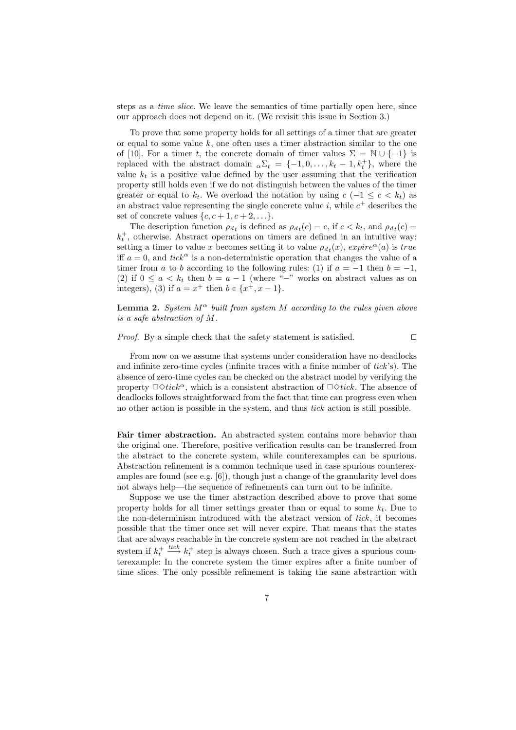steps as a *time slice*. We leave the semantics of time partially open here, since our approach does not depend on it. (We revisit this issue in Section 3.)

To prove that some property holds for all settings of a timer that are greater or equal to some value $k$, one often uses a timer abstraction similar to the one of [10]. For a timer $t$, the concrete domain of timer values $\Sigma = \mathbb{N} \cup \{-1\}$ is replaced with the abstract domain ${}_{\alpha}\Sigma_t = \{-1, 0, \ldots, k_t - 1, k_t^+\}$, where the value $k_t$ is a positive value defined by the user assuming that the verification property still holds even if we do not distinguish between the values of the timer greater or equal to $k_t$. We overload the notation by using $c$ $(-1 \le c < k_t)$ as an abstract value representing the single concrete value $i$, while $c^+$ describes the set of concrete values $\{c, c+1, c+2, \ldots\}$.

The description function $\rho_{d_t}$ is defined as $\rho_{d_t}(c) = c$, if $c < k_t$, and $\rho_{d_t}(c) = k_t^+$, otherwise. Abstract operations on timers are defined in an intuitive way: setting a timer to value $x$ becomes setting it to value $\rho_{d_t}(x)$, $expire^{\alpha}(a)$ is *true* iff $a = 0$, and $tick^{\alpha}$ is a non-deterministic operation that changes the value of a timer from $a$ to $b$ according to the following rules: (1) if $a = -1$ then $b = -1$, (2) if $0 \le a < k_t$ then $b = a - 1$ (where "$-$" works on abstract values as on integers), (3) if $a = x^+$ then $b \in \{x^+, x - 1\}$.

**Lemma 2.** *System $M^{\alpha}$ built from system $M$ according to the rules given above is a safe abstraction of $M$.*

*Proof.* By a simple check that the safety statement is satisfied. □

From now on we assume that systems under consideration have no deadlocks and infinite zero-time cycles (infinite traces with a finite number of *tick*'s). The absence of zero-time cycles can be checked on the abstract model by verifying the property $\Box\Diamond tick^{\alpha}$, which is a consistent abstraction of $\Box\Diamond tick$. The absence of deadlocks follows straightforward from the fact that time can progress even when no other action is possible in the system, and thus *tick* action is still possible.

**Fair timer abstraction.** An abstracted system contains more behavior than the original one. Therefore, positive verification results can be transferred from the abstract to the concrete system, while counterexamples can be spurious. Abstraction refinement is a common technique used in case spurious counterexamples are found (see e.g. [6]), though just a change of the granularity level does not always help—the sequence of refinements can turn out to be infinite.

Suppose we use the timer abstraction described above to prove that some property holds for all timer settings greater than or equal to some $k_t$. Due to the non-determinism introduced with the abstract version of *tick*, it becomes possible that the timer once set will never expire. That means that the states that are always reachable in the concrete system are not reached in the abstract system if $k_t^+ \xrightarrow{tick} k_t^+$ step is always chosen. Such a trace gives a spurious counterexample: In the concrete system the timer expires after a finite number of time slices. The only possible refinement is taking the same abstraction with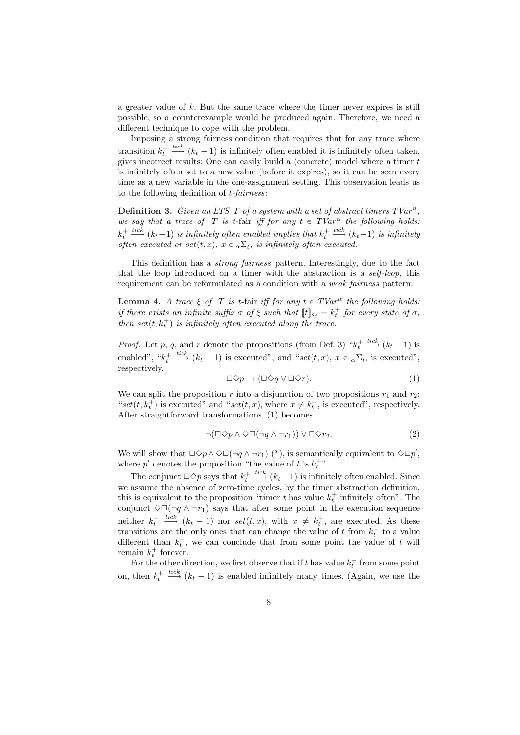a greater value of $k$. But the same trace where the timer never expires is still possible, so a counterexample would be produced again. Therefore, we need a different technique to cope with the problem.

Imposing a strong fairness condition that requires that for any trace where transition $k_t^+ \xrightarrow{tick} (k_t - 1)$ is infinitely often enabled it is infinitely often taken, gives incorrect results: One can easily build a (concrete) model where a timer $t$ is infinitely often set to a new value (before it expires), so it can be seen every time as a new variable in the one-assignment setting. This observation leads us to the following definition of *t-fairness*:

**Definition 3.** *Given an LTS $T$ of a system with a set of abstract timers $TVar^\alpha$, we say that a trace of $T$ is t-fair iff for any $t \in TVar^\alpha$ the following holds: $k_t^+ \xrightarrow{tick} (k_t - 1)$ is infinitely often enabled implies that $k_t^+ \xrightarrow{tick} (k_t - 1)$ is infinitely often executed or $set(t, x)$, $x \in {}_\alpha\Sigma_t$, is infinitely often executed.*

This definition has a *strong fairness* pattern. Interestingly, due to the fact that the loop introduced on a timer with the abstraction is a *self-loop*, this requirement can be reformulated as a condition with a *weak fairness* pattern:

**Lemma 4.** *A trace $\xi$ of $T$ is t-fair iff for any $t \in TVar^\alpha$ the following holds: if there exists an infinite suffix $\sigma$ of $\xi$ such that $[\![t]\!]_{s_j} = k_t^+$ for every state of $\sigma$, then $set(t, k_t^+)$ is infinitely often executed along the trace.*

*Proof.* Let $p$, $q$, and $r$ denote the propositions (from Def. 3) "$k_t^+ \xrightarrow{tick} (k_t - 1)$ is enabled", "$k_t^+ \xrightarrow{tick} (k_t - 1)$ is executed", and "$set(t, x)$, $x \in {}_\alpha\Sigma_t$, is executed", respectively.

$$\Box\Diamond p \rightarrow (\Box\Diamond q \vee \Box\Diamond r). \tag{1}$$

We can split the proposition $r$ into a disjunction of two propositions $r_1$ and $r_2$: "$set(t, k_t^+)$ is executed" and "$set(t, x)$, where $x \neq k_t^+$, is executed", respectively. After straightforward transformations, (1) becomes

$$\neg(\Box\Diamond p \wedge \Diamond\Box(\neg q \wedge \neg r_1)) \vee \Box\Diamond r_2. \tag{2}$$

We will show that $\Box\Diamond p \wedge \Diamond\Box(\neg q \wedge \neg r_1)$ (\*), is semantically equivalent to $\Diamond\Box p'$, where $p'$ denotes the proposition "the value of $t$ is $k_t^+$".

The conjunct $\Box\Diamond p$ says that $k_t^+ \xrightarrow{tick} (k_t - 1)$ is infinitely often enabled. Since we assume the absence of zero-time cycles, by the timer abstraction definition, this is equivalent to the proposition "timer $t$ has value $k_t^+$ infinitely often". The conjunct $\Diamond\Box(\neg q \wedge \neg r_1)$ says that after some point in the execution sequence neither $k_t^+ \xrightarrow{tick} (k_t - 1)$ nor $set(t, x)$, with $x \neq k_t^+$, are executed. As these transitions are the only ones that can change the value of $t$ from $k_t^+$ to a value different than $k_t^+$, we can conclude that from some point the value of $t$ will remain $k_t^+$ forever.

For the other direction, we first observe that if $t$ has value $k_t^+$ from some point on, then $k_t^+ \xrightarrow{tick} (k_t - 1)$ is enabled infinitely many times. (Again, we use the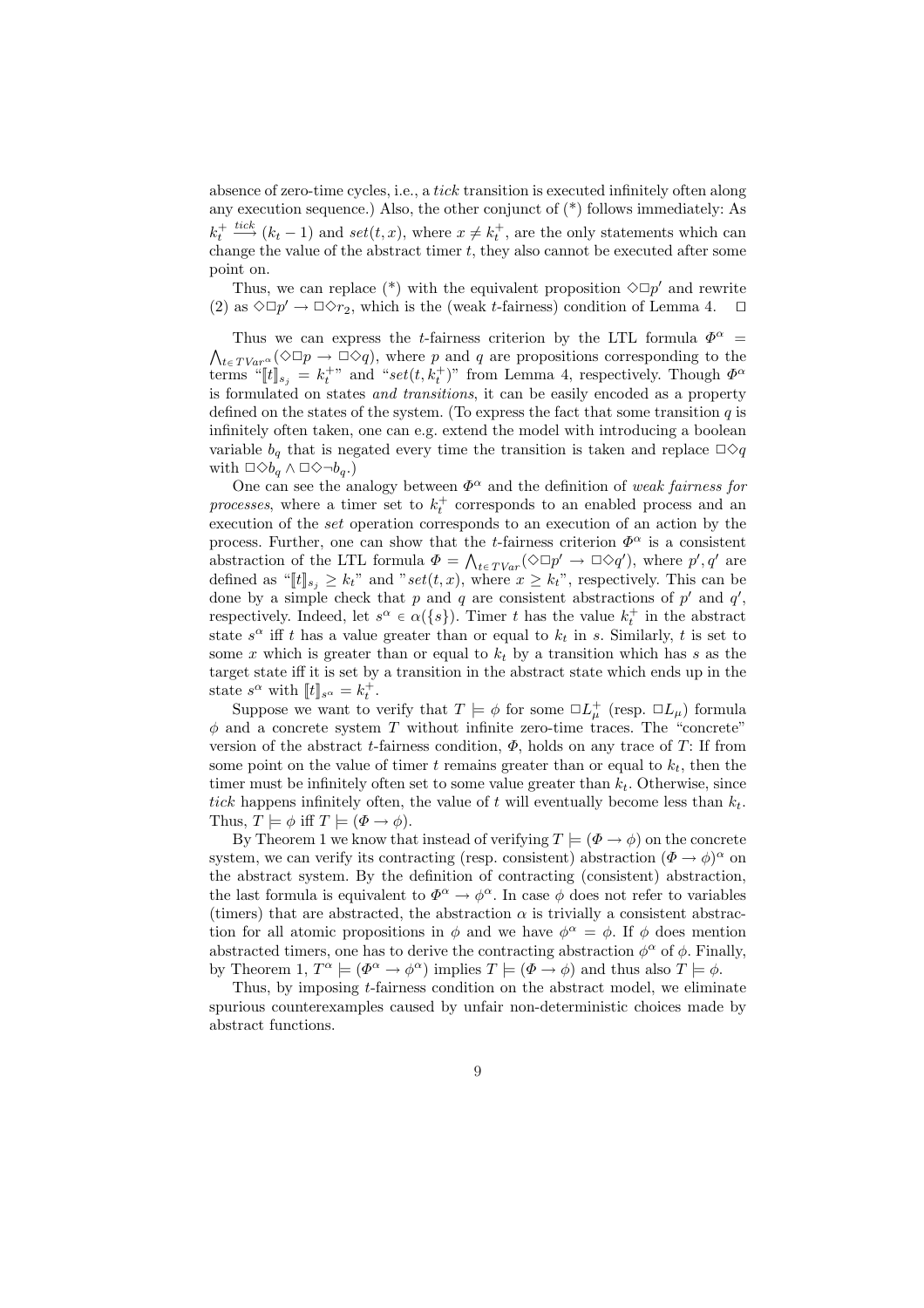absence of zero-time cycles, i.e., a *tick* transition is executed infinitely often along any execution sequence.) Also, the other conjunct of (*) follows immediately: As $k_t^+ \xrightarrow{tick} (k_t - 1)$ and $set(t, x)$, where $x \neq k_t^+$, are the only statements which can change the value of the abstract timer $t$, they also cannot be executed after some point on.

Thus, we can replace (*) with the equivalent proposition $\Diamond\Box p'$ and rewrite (2) as $\Diamond\Box p' \rightarrow \Box\Diamond r_2$, which is the (weak $t$-fairness) condition of Lemma 4. $\Box$

Thus we can express the $t$-fairness criterion by the LTL formula $\Phi^\alpha = \bigwedge_{t \in TVar^\alpha}(\Diamond\Box p \rightarrow \Box\Diamond q)$, where $p$ and $q$ are propositions corresponding to the terms "$[\![t]\!]_{s_j} = k_t^+$" and "$set(t, k_t^+)$" from Lemma 4, respectively. Though $\Phi^\alpha$ is formulated on states *and transitions*, it can be easily encoded as a property defined on the states of the system. (To express the fact that some transition $q$ is infinitely often taken, one can e.g. extend the model with introducing a boolean variable $b_q$ that is negated every time the transition is taken and replace $\Box\Diamond q$ with $\Box\Diamond b_q \wedge \Box\Diamond\neg b_q$.)

One can see the analogy between $\Phi^\alpha$ and the definition of *weak fairness for processes*, where a timer set to $k_t^+$ corresponds to an enabled process and an execution of the *set* operation corresponds to an execution of an action by the process. Further, one can show that the $t$-fairness criterion $\Phi^\alpha$ is a consistent abstraction of the LTL formula $\Phi = \bigwedge_{t \in TVar}(\Diamond\Box p' \rightarrow \Box\Diamond q')$, where $p', q'$ are defined as "$[\![t]\!]_{s_j} \geq k_t$" and "$set(t, x)$, where $x \geq k_t$", respectively. This can be done by a simple check that $p$ and $q$ are consistent abstractions of $p'$ and $q'$, respectively. Indeed, let $s^\alpha \in \alpha(\{s\})$. Timer $t$ has the value $k_t^+$ in the abstract state $s^\alpha$ iff $t$ has a value greater than or equal to $k_t$ in $s$. Similarly, $t$ is set to some $x$ which is greater than or equal to $k_t$ by a transition which has $s$ as the target state iff it is set by a transition in the abstract state which ends up in the state $s^\alpha$ with $[\![t]\!]_{s^\alpha} = k_t^+$.

Suppose we want to verify that $T \models \phi$ for some $\Box L_\mu^+$ (resp. $\Box L_\mu$) formula $\phi$ and a concrete system $T$ without infinite zero-time traces. The "concrete" version of the abstract $t$-fairness condition, $\Phi$, holds on any trace of $T$: If from some point on the value of timer $t$ remains greater than or equal to $k_t$, then the timer must be infinitely often set to some value greater than $k_t$. Otherwise, since *tick* happens infinitely often, the value of $t$ will eventually become less than $k_t$. Thus, $T \models \phi$ iff $T \models (\Phi \rightarrow \phi)$.

By Theorem 1 we know that instead of verifying $T \models (\Phi \rightarrow \phi)$ on the concrete system, we can verify its contracting (resp. consistent) abstraction $(\Phi \rightarrow \phi)^\alpha$ on the abstract system. By the definition of contracting (consistent) abstraction, the last formula is equivalent to $\Phi^\alpha \rightarrow \phi^\alpha$. In case $\phi$ does not refer to variables (timers) that are abstracted, the abstraction $\alpha$ is trivially a consistent abstraction for all atomic propositions in $\phi$ and we have $\phi^\alpha = \phi$. If $\phi$ does mention abstracted timers, one has to derive the contracting abstraction $\phi^\alpha$ of $\phi$. Finally, by Theorem 1, $T^\alpha \models (\Phi^\alpha \rightarrow \phi^\alpha)$ implies $T \models (\Phi \rightarrow \phi)$ and thus also $T \models \phi$.

Thus, by imposing $t$-fairness condition on the abstract model, we eliminate spurious counterexamples caused by unfair non-deterministic choices made by abstract functions.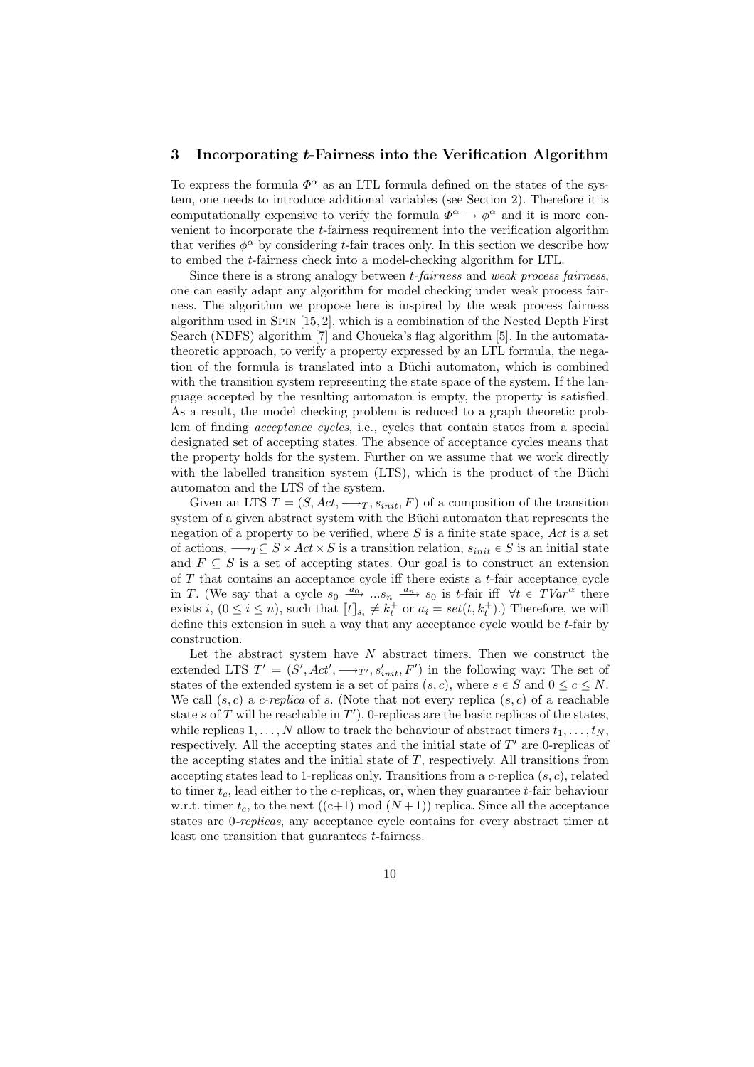## 3 Incorporating $t$-Fairness into the Verification Algorithm

To express the formula $\Phi^\alpha$ as an LTL formula defined on the states of the system, one needs to introduce additional variables (see Section 2). Therefore it is computationally expensive to verify the formula $\Phi^\alpha \rightarrow \phi^\alpha$ and it is more convenient to incorporate the $t$-fairness requirement into the verification algorithm that verifies $\phi^\alpha$ by considering $t$-fair traces only. In this section we describe how to embed the $t$-fairness check into a model-checking algorithm for LTL.

Since there is a strong analogy between *t-fairness* and *weak process fairness*, one can easily adapt any algorithm for model checking under weak process fairness. The algorithm we propose here is inspired by the weak process fairness algorithm used in Spin [15, 2], which is a combination of the Nested Depth First Search (NDFS) algorithm [7] and Choueka's flag algorithm [5]. In the automata-theoretic approach, to verify a property expressed by an LTL formula, the negation of the formula is translated into a Büchi automaton, which is combined with the transition system representing the state space of the system. If the language accepted by the resulting automaton is empty, the property is satisfied. As a result, the model checking problem is reduced to a graph theoretic problem of finding *acceptance cycles*, i.e., cycles that contain states from a special designated set of accepting states. The absence of acceptance cycles means that the property holds for the system. Further on we assume that we work directly with the labelled transition system (LTS), which is the product of the Büchi automaton and the LTS of the system.

Given an LTS $T = (S, Act, \longrightarrow_T, s_{init}, F)$ of a composition of the transition system of a given abstract system with the Büchi automaton that represents the negation of a property to be verified, where $S$ is a finite state space, $Act$ is a set of actions, $\longrightarrow_T \subseteq S \times Act \times S$ is a transition relation, $s_{init} \in S$ is an initial state and $F \subseteq S$ is a set of accepting states. Our goal is to construct an extension of $T$ that contains an acceptance cycle iff there exists a $t$-fair acceptance cycle in $T$. (We say that a cycle $s_0 \xrightarrow{a_0} ... s_n \xrightarrow{a_n} s_0$ is $t$-fair iff $\forall t \in TVar^\alpha$ there exists $i$, $(0 \leq i \leq n)$, such that $[\![t]\!]_{s_i} \neq k_t^+$ or $a_i = set(t, k_t^+)$.) Therefore, we will define this extension in such a way that any acceptance cycle would be $t$-fair by construction.

Let the abstract system have $N$ abstract timers. Then we construct the extended LTS $T' = (S', Act', \longrightarrow_{T'}, s'_{init}, F')$ in the following way: The set of states of the extended system is a set of pairs $(s, c)$, where $s \in S$ and $0 \leq c \leq N$. We call $(s, c)$ a *c-replica* of $s$. (Note that not every replica $(s, c)$ of a reachable state $s$ of $T$ will be reachable in $T'$). 0-replicas are the basic replicas of the states, while replicas $1, \ldots, N$ allow to track the behaviour of abstract timers $t_1, \ldots, t_N$, respectively. All the accepting states and the initial state of $T'$ are 0-replicas of the accepting states and the initial state of $T$, respectively. All transitions from accepting states lead to 1-replicas only. Transitions from a $c$-replica $(s, c)$, related to timer $t_c$, lead either to the $c$-replicas, or, when they guarantee $t$-fair behaviour w.r.t. timer $t_c$, to the next ((c+1) mod $(N+1)$) replica. Since all the acceptance states are 0-*replicas*, any acceptance cycle contains for every abstract timer at least one transition that guarantees $t$-fairness.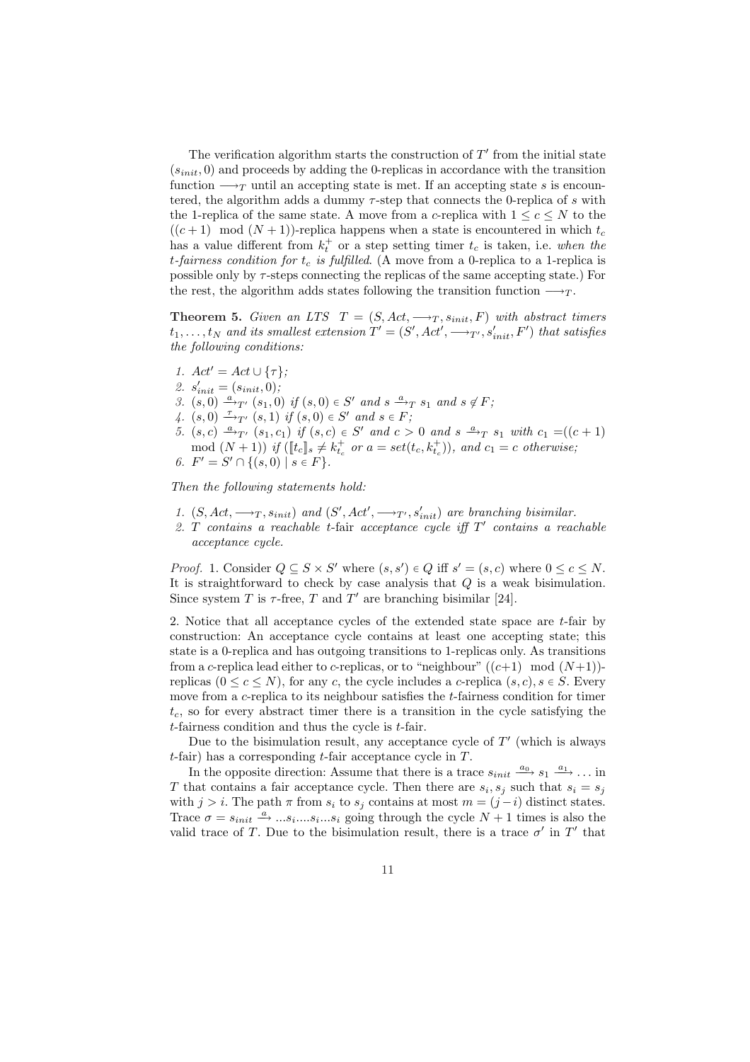The verification algorithm starts the construction of $T'$ from the initial state $(s_{init}, 0)$ and proceeds by adding the 0-replicas in accordance with the transition function $\longrightarrow_T$ until an accepting state is met. If an accepting state $s$ is encountered, the algorithm adds a dummy $\tau$-step that connects the 0-replica of $s$ with the 1-replica of the same state. A move from a $c$-replica with $1 \leq c \leq N$ to the $((c+1) \mod (N+1))$-replica happens when a state is encountered in which $t_c$ has a value different from $k_t^+$ or a step setting timer $t_c$ is taken, i.e. *when the t-fairness condition for $t_c$ is fulfilled*. (A move from a 0-replica to a 1-replica is possible only by $\tau$-steps connecting the replicas of the same accepting state.) For the rest, the algorithm adds states following the transition function $\longrightarrow_T$.

**Theorem 5.** *Given an LTS $T = (S, Act, \longrightarrow_T, s_{init}, F)$ with abstract timers $t_1, \ldots, t_N$ and its smallest extension $T' = (S', Act', \longrightarrow_{T'}, s'_{init}, F')$ that satisfies the following conditions:*

1. $Act' = Act \cup \{\tau\}$;
2. $s'_{init} = (s_{init}, 0)$;
3. $(s, 0) \xrightarrow{a}_{T'} (s_1, 0)$ *if* $(s, 0) \in S'$ *and* $s \xrightarrow{a}_T s_1$ *and* $s \notin F$;
4. $(s, 0) \xrightarrow{\tau}_{T'} (s, 1)$ *if* $(s, 0) \in S'$ *and* $s \in F$;
5. $(s, c) \xrightarrow{a}_{T'} (s_1, c_1)$ *if* $(s, c) \in S'$ *and* $c > 0$ *and* $s \xrightarrow{a}_T s_1$ *with* $c_1 = ((c+1) \mod (N+1))$ *if* $([\![t_c]\!]_s \neq k_{t_c}^+$ *or* $a = set(t_c, k_{t_c}^+))$, *and* $c_1 = c$ *otherwise;*
6. $F' = S' \cap \{(s, 0) \mid s \in F\}$.

*Then the following statements hold:*

1. $(S, Act, \longrightarrow_T, s_{init})$ *and* $(S', Act', \longrightarrow_{T'}, s'_{init})$ *are branching bisimilar.*
2. *$T$ contains a reachable t-fair acceptance cycle iff $T'$ contains a reachable acceptance cycle.*

*Proof.* 1. Consider $Q \subseteq S \times S'$ where $(s, s') \in Q$ iff $s' = (s, c)$ where $0 \leq c \leq N$. It is straightforward to check by case analysis that $Q$ is a weak bisimulation. Since system $T$ is $\tau$-free, $T$ and $T'$ are branching bisimilar [24].

2. Notice that all acceptance cycles of the extended state space are $t$-fair by construction: An acceptance cycle contains at least one accepting state; this state is a 0-replica and has outgoing transitions to 1-replicas only. As transitions from a $c$-replica lead either to $c$-replicas, or to "neighbour" $((c+1) \mod (N+1))$-replicas $(0 \leq c \leq N)$, for any $c$, the cycle includes a $c$-replica $(s, c), s \in S$. Every move from a $c$-replica to its neighbour satisfies the $t$-fairness condition for timer $t_c$, so for every abstract timer there is a transition in the cycle satisfying the $t$-fairness condition and thus the cycle is $t$-fair.

Due to the bisimulation result, any acceptance cycle of $T'$ (which is always $t$-fair) has a corresponding $t$-fair acceptance cycle in $T$.

In the opposite direction: Assume that there is a trace $s_{init} \xrightarrow{a_0} s_1 \xrightarrow{a_1} \ldots$ in $T$ that contains a fair acceptance cycle. Then there are $s_i, s_j$ such that $s_i = s_j$ with $j > i$. The path $\pi$ from $s_i$ to $s_j$ contains at most $m = (j-i)$ distinct states. Trace $\sigma = s_{init} \xrightarrow{a} \ldots s_i \ldots . s_i \ldots s_i$ going through the cycle $N+1$ times is also the valid trace of $T$. Due to the bisimulation result, there is a trace $\sigma'$ in $T'$ that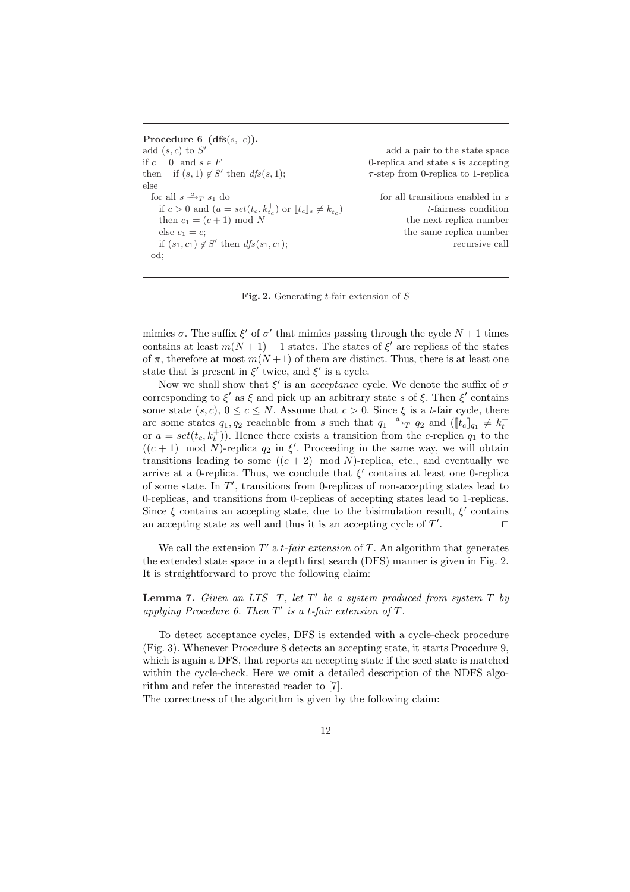**Procedure 6 (dfs($s$, $c$)).**

```
add (s, c) to S'                                        add a pair to the state space
if c = 0  and s ∈ F                                     0-replica and state s is accepting
then   if (s, 1) ∉ S' then dfs(s, 1);                   τ-step from 0-replica to 1-replica
else
  for all s -a->_T s1 do                                for all transitions enabled in s
    if c > 0 and (a = set(t_c, k+_{t_c}) or [[t_c]]_s ≠ k+_{t_c})      t-fairness condition
    then c1 = (c + 1) mod N                             the next replica number
    else c1 = c;                                        the same replica number
    if (s1, c1) ∉ S' then dfs(s1, c1);                  recursive call
  od;
```

**Fig. 2.** Generating $t$-fair extension of $S$

mimics $\sigma$. The suffix $\xi'$ of $\sigma'$ that mimics passing through the cycle $N+1$ times contains at least $m(N+1)+1$ states. The states of $\xi'$ are replicas of the states of $\pi$, therefore at most $m(N+1)$ of them are distinct. Thus, there is at least one state that is present in $\xi'$ twice, and $\xi'$ is a cycle.

Now we shall show that $\xi'$ is an *acceptance* cycle. We denote the suffix of $\sigma$ corresponding to $\xi'$ as $\xi$ and pick up an arbitrary state $s$ of $\xi$. Then $\xi'$ contains some state $(s, c)$, $0 \leq c \leq N$. Assume that $c > 0$. Since $\xi$ is a $t$-fair cycle, there are some states $q_1, q_2$ reachable from $s$ such that $q_1 \xrightarrow{a}_T q_2$ and ($[\![t_c]\!]_{q_1} \neq k_t^+$ or $a = set(t_c, k_t^+)$). Hence there exists a transition from the $c$-replica $q_1$ to the $((c+1) \mod N)$-replica $q_2$ in $\xi'$. Proceeding in the same way, we will obtain transitions leading to some $((c+2) \mod N)$-replica, etc., and eventually we arrive at a 0-replica. Thus, we conclude that $\xi'$ contains at least one 0-replica of some state. In $T'$, transitions from 0-replicas of non-accepting states lead to 0-replicas, and transitions from 0-replicas of accepting states lead to 1-replicas. Since $\xi$ contains an accepting state, due to the bisimulation result, $\xi'$ contains an accepting state as well and thus it is an accepting cycle of $T'$. $\square$

We call the extension $T'$ a *$t$-fair extension* of $T$. An algorithm that generates the extended state space in a depth first search (DFS) manner is given in Fig. 2. It is straightforward to prove the following claim:

**Lemma 7.** *Given an LTS $T$, let $T'$ be a system produced from system $T$ by applying Procedure 6. Then $T'$ is a $t$-fair extension of $T$.*

To detect acceptance cycles, DFS is extended with a cycle-check procedure (Fig. 3). Whenever Procedure 8 detects an accepting state, it starts Procedure 9, which is again a DFS, that reports an accepting state if the seed state is matched within the cycle-check. Here we omit a detailed description of the NDFS algorithm and refer the interested reader to [7].
The correctness of the algorithm is given by the following claim: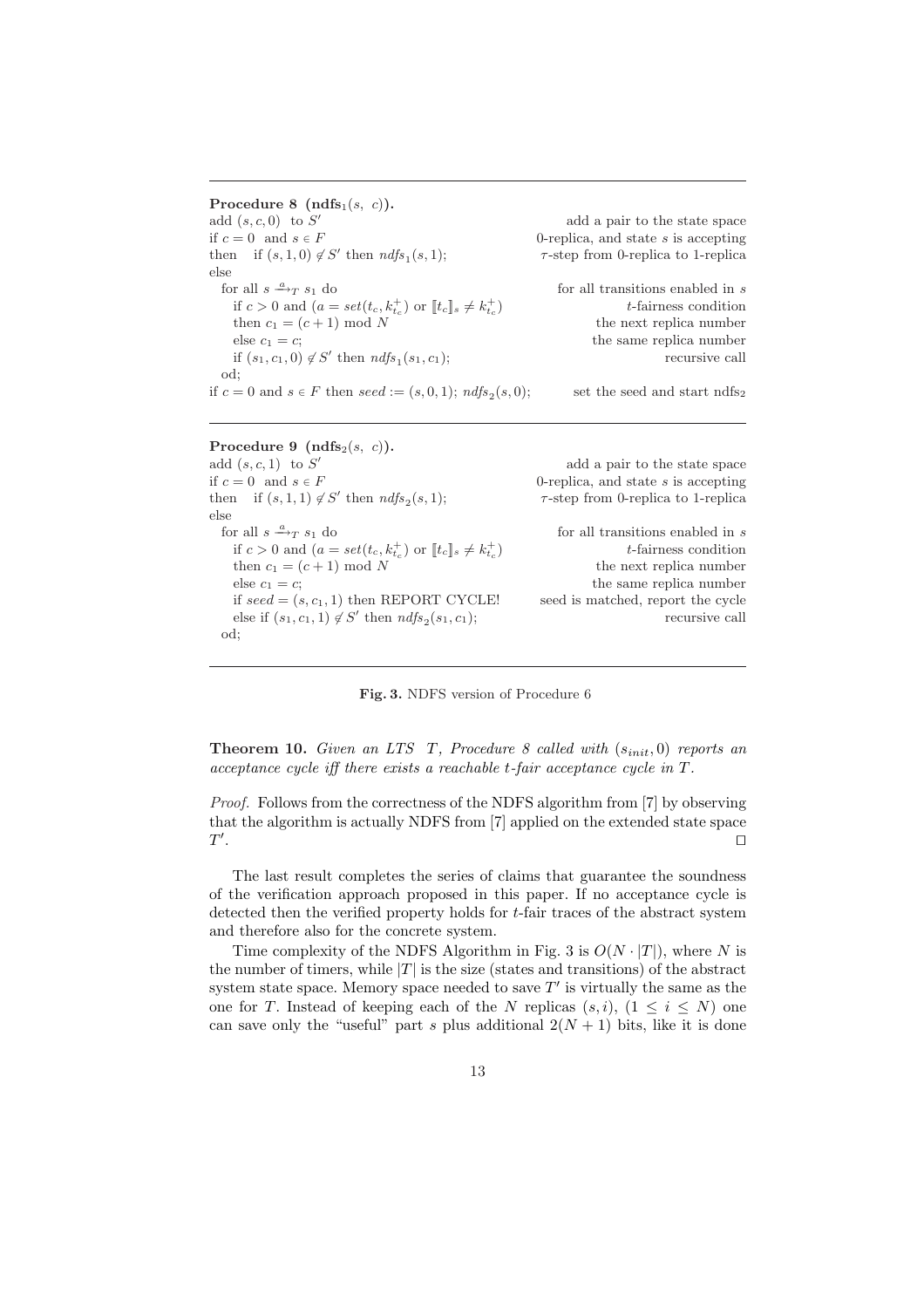---

**Procedure 8 (ndfs$_1$($s$, $c$)).**

```
add (s, c, 0) to S'                                          add a pair to the state space
if c = 0 and s ∈ F                                           0-replica, and state s is accepting
then   if (s, 1, 0) ∉ S' then ndfs_1(s, 1);                  τ-step from 0-replica to 1-replica
else
  for all s -a->_T s_1 do                                    for all transitions enabled in s
    if c > 0 and (a = set(t_c, k+_{t_c}) or [[t_c]]_s ≠ k+_{t_c})   t-fairness condition
    then c_1 = (c + 1) mod N                                 the next replica number
    else c_1 = c;                                            the same replica number
    if (s_1, c_1, 0) ∉ S' then ndfs_1(s_1, c_1);             recursive call
  od;
if c = 0 and s ∈ F then seed := (s, 0, 1); ndfs_2(s, 0);     set the seed and start ndfs_2
```

---

**Procedure 9 (ndfs$_2$($s$, $c$)).**

```
add (s, c, 1) to S'                                          add a pair to the state space
if c = 0 and s ∈ F                                           0-replica, and state s is accepting
then   if (s, 1, 1) ∉ S' then ndfs_2(s, 1);                  τ-step from 0-replica to 1-replica
else
  for all s -a->_T s_1 do                                    for all transitions enabled in s
    if c > 0 and (a = set(t_c, k+_{t_c}) or [[t_c]]_s ≠ k+_{t_c})   t-fairness condition
    then c_1 = (c + 1) mod N                                 the next replica number
    else c_1 = c;                                            the same replica number
    if seed = (s, c_1, 1) then REPORT CYCLE!                 seed is matched, report the cycle
    else if (s_1, c_1, 1) ∉ S' then ndfs_2(s_1, c_1);        recursive call
  od;
```

---

**Fig. 3.** NDFS version of Procedure 6

**Theorem 10.** *Given an LTS $T$, Procedure 8 called with $(s_{init}, 0)$ reports an acceptance cycle iff there exists a reachable $t$-fair acceptance cycle in $T$.*

*Proof.* Follows from the correctness of the NDFS algorithm from [7] by observing that the algorithm is actually NDFS from [7] applied on the extended state space $T'$. ◻

The last result completes the series of claims that guarantee the soundness of the verification approach proposed in this paper. If no acceptance cycle is detected then the verified property holds for $t$-fair traces of the abstract system and therefore also for the concrete system.

Time complexity of the NDFS Algorithm in Fig. 3 is $O(N \cdot |T|)$, where $N$ is the number of timers, while $|T|$ is the size (states and transitions) of the abstract system state space. Memory space needed to save $T'$ is virtually the same as the one for $T$. Instead of keeping each of the $N$ replicas $(s, i)$, $(1 \leq i \leq N)$ one can save only the "useful" part $s$ plus additional $2(N + 1)$ bits, like it is done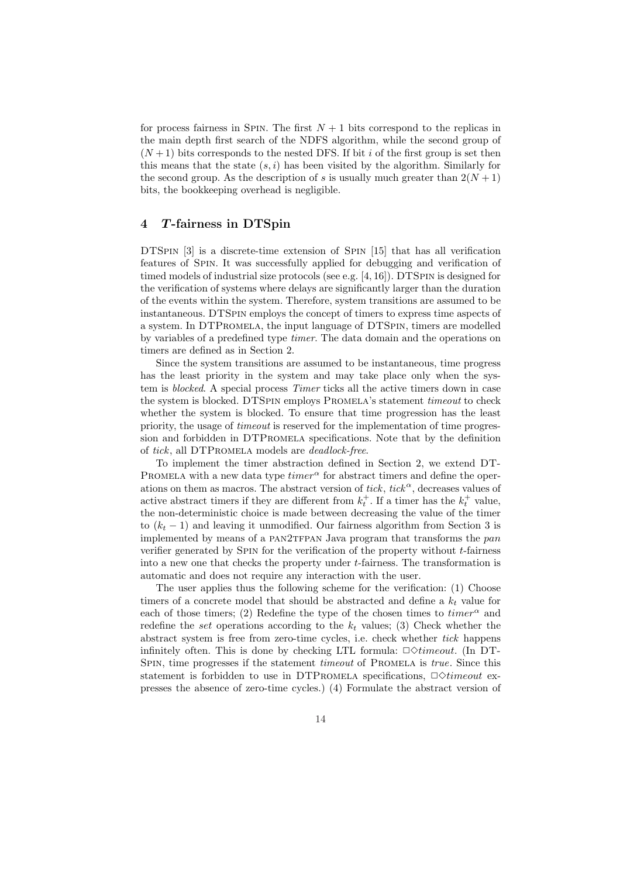for process fairness in Spin. The first $N+1$ bits correspond to the replicas in the main depth first search of the NDFS algorithm, while the second group of $(N+1)$ bits corresponds to the nested DFS. If bit $i$ of the first group is set then this means that the state $(s,i)$ has been visited by the algorithm. Similarly for the second group. As the description of $s$ is usually much greater than $2(N+1)$ bits, the bookkeeping overhead is negligible.

## 4 *T*-fairness in DTSpin

DTSpin [3] is a discrete-time extension of Spin [15] that has all verification features of Spin. It was successfully applied for debugging and verification of timed models of industrial size protocols (see e.g. [4, 16]). DTSpin is designed for the verification of systems where delays are significantly larger than the duration of the events within the system. Therefore, system transitions are assumed to be instantaneous. DTSpin employs the concept of timers to express time aspects of a system. In DTPromela, the input language of DTSpin, timers are modelled by variables of a predefined type *timer*. The data domain and the operations on timers are defined as in Section 2.

Since the system transitions are assumed to be instantaneous, time progress has the least priority in the system and may take place only when the system is *blocked*. A special process *Timer* ticks all the active timers down in case the system is blocked. DTSpin employs Promela's statement *timeout* to check whether the system is blocked. To ensure that time progression has the least priority, the usage of *timeout* is reserved for the implementation of time progression and forbidden in DTPromela specifications. Note that by the definition of *tick*, all DTPromela models are *deadlock-free*.

To implement the timer abstraction defined in Section 2, we extend DT-Promela with a new data type $timer^\alpha$ for abstract timers and define the operations on them as macros. The abstract version of *tick*, $tick^\alpha$, decreases values of active abstract timers if they are different from $k_t^+$. If a timer has the $k_t^+$ value, the non-deterministic choice is made between decreasing the value of the timer to $(k_t - 1)$ and leaving it unmodified. Our fairness algorithm from Section 3 is implemented by means of a pan2tfpan Java program that transforms the *pan* verifier generated by Spin for the verification of the property without *t*-fairness into a new one that checks the property under *t*-fairness. The transformation is automatic and does not require any interaction with the user.

The user applies thus the following scheme for the verification: (1) Choose timers of a concrete model that should be abstracted and define a $k_t$ value for each of those timers; (2) Redefine the type of the chosen times to $timer^\alpha$ and redefine the *set* operations according to the $k_t$ values; (3) Check whether the abstract system is free from zero-time cycles, i.e. check whether *tick* happens infinitely often. This is done by checking LTL formula: $\Box\Diamond timeout$. (In DT-Spin, time progresses if the statement *timeout* of Promela is *true*. Since this statement is forbidden to use in DTPromela specifications, $\Box\Diamond timeout$ expresses the absence of zero-time cycles.) (4) Formulate the abstract version of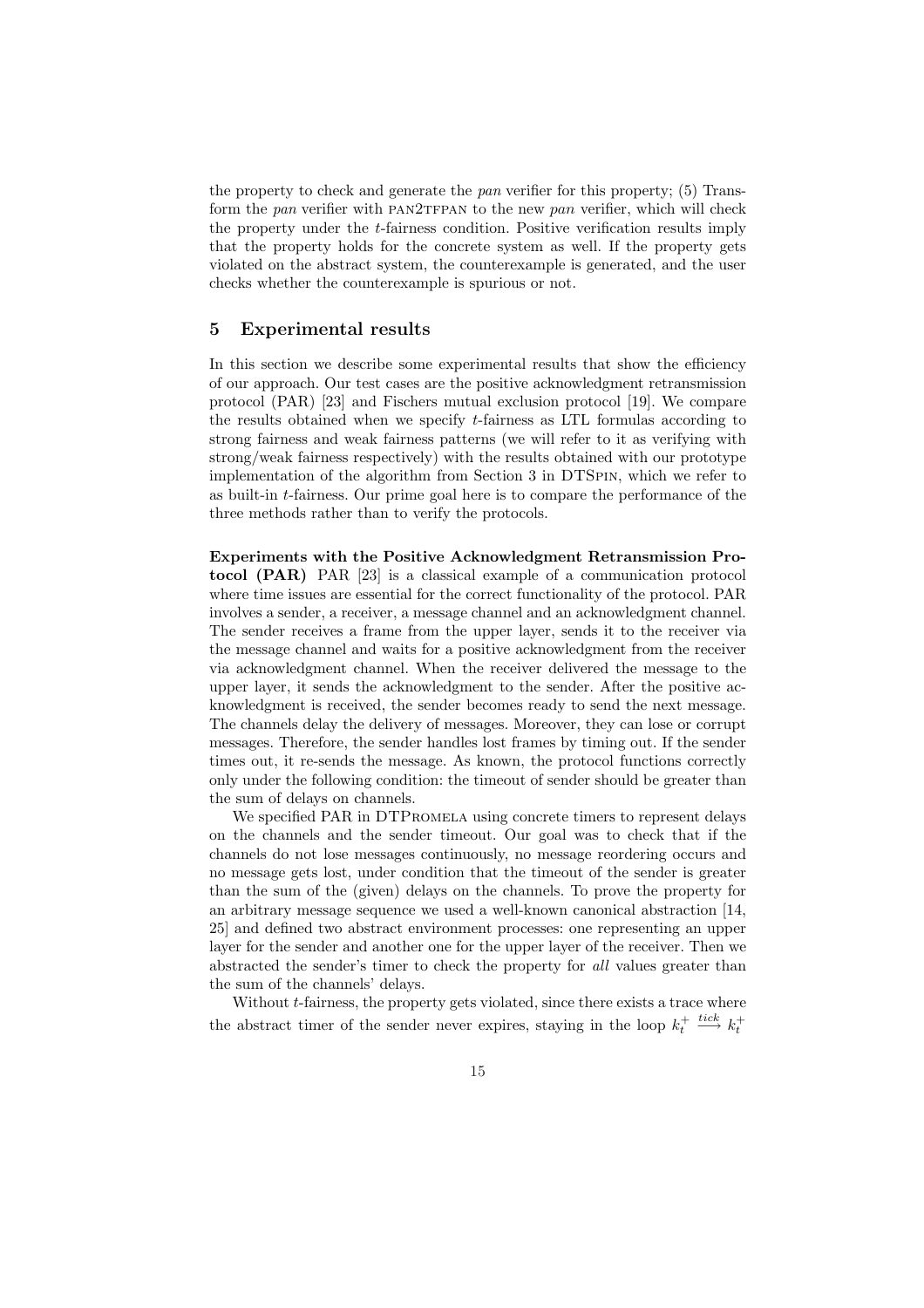the property to check and generate the *pan* verifier for this property; (5) Transform the *pan* verifier with PAN2TFPAN to the new *pan* verifier, which will check the property under the *t*-fairness condition. Positive verification results imply that the property holds for the concrete system as well. If the property gets violated on the abstract system, the counterexample is generated, and the user checks whether the counterexample is spurious or not.

## 5 Experimental results

In this section we describe some experimental results that show the efficiency of our approach. Our test cases are the positive acknowledgment retransmission protocol (PAR) [23] and Fischers mutual exclusion protocol [19]. We compare the results obtained when we specify *t*-fairness as LTL formulas according to strong fairness and weak fairness patterns (we will refer to it as verifying with strong/weak fairness respectively) with the results obtained with our prototype implementation of the algorithm from Section 3 in DTSPIN, which we refer to as built-in *t*-fairness. Our prime goal here is to compare the performance of the three methods rather than to verify the protocols.

**Experiments with the Positive Acknowledgment Retransmission Protocol (PAR)** PAR [23] is a classical example of a communication protocol where time issues are essential for the correct functionality of the protocol. PAR involves a sender, a receiver, a message channel and an acknowledgment channel. The sender receives a frame from the upper layer, sends it to the receiver via the message channel and waits for a positive acknowledgment from the receiver via acknowledgment channel. When the receiver delivered the message to the upper layer, it sends the acknowledgment to the sender. After the positive acknowledgment is received, the sender becomes ready to send the next message. The channels delay the delivery of messages. Moreover, they can lose or corrupt messages. Therefore, the sender handles lost frames by timing out. If the sender times out, it re-sends the message. As known, the protocol functions correctly only under the following condition: the timeout of sender should be greater than the sum of delays on channels.

We specified PAR in DTPROMELA using concrete timers to represent delays on the channels and the sender timeout. Our goal was to check that if the channels do not lose messages continuously, no message reordering occurs and no message gets lost, under condition that the timeout of the sender is greater than the sum of the (given) delays on the channels. To prove the property for an arbitrary message sequence we used a well-known canonical abstraction [14, 25] and defined two abstract environment processes: one representing an upper layer for the sender and another one for the upper layer of the receiver. Then we abstracted the sender's timer to check the property for *all* values greater than the sum of the channels' delays.

Without *t*-fairness, the property gets violated, since there exists a trace where the abstract timer of the sender never expires, staying in the loop $k_t^+ \xrightarrow{tick} k_t^+$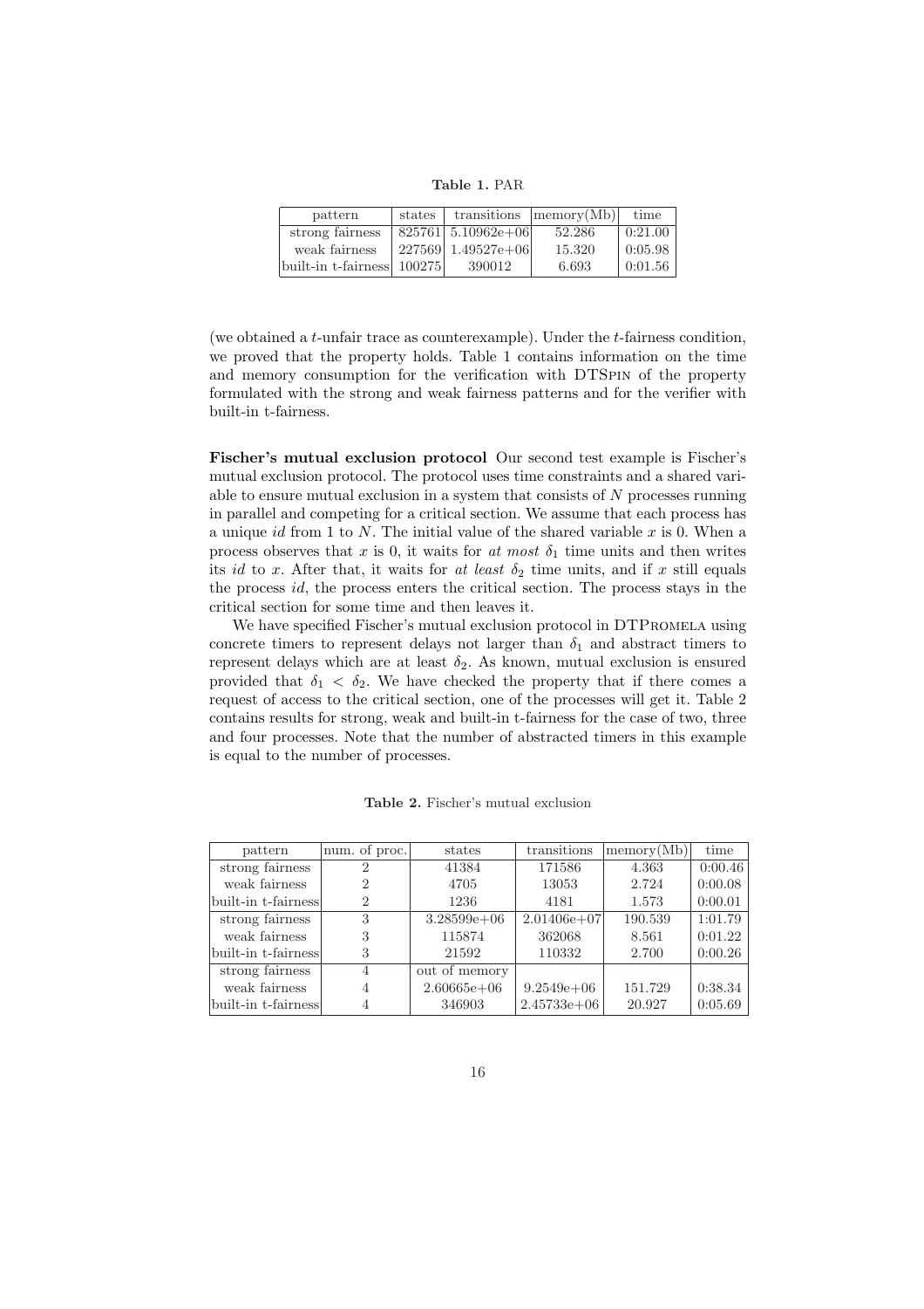**Table 1.** PAR

| pattern | states | transitions | memory(Mb) | time |
|---|---|---|---|---|
| strong fairness | 825761 | 5.10962e+06 | 52.286 | 0:21.00 |
| weak fairness | 227569 | 1.49527e+06 | 15.320 | 0:05.98 |
| built-in t-fairness | 100275 | 390012 | 6.693 | 0:01.56 |

(we obtained a $t$-unfair trace as counterexample). Under the $t$-fairness condition, we proved that the property holds. Table 1 contains information on the time and memory consumption for the verification with DTSpin of the property formulated with the strong and weak fairness patterns and for the verifier with built-in t-fairness.

**Fischer's mutual exclusion protocol** Our second test example is Fischer's mutual exclusion protocol. The protocol uses time constraints and a shared variable to ensure mutual exclusion in a system that consists of $N$ processes running in parallel and competing for a critical section. We assume that each process has a unique $id$ from 1 to $N$. The initial value of the shared variable $x$ is 0. When a process observes that $x$ is 0, it waits for *at most* $\delta_1$ time units and then writes its $id$ to $x$. After that, it waits for *at least* $\delta_2$ time units, and if $x$ still equals the process $id$, the process enters the critical section. The process stays in the critical section for some time and then leaves it.

We have specified Fischer's mutual exclusion protocol in DTPromela using concrete timers to represent delays not larger than $\delta_1$ and abstract timers to represent delays which are at least $\delta_2$. As known, mutual exclusion is ensured provided that $\delta_1 < \delta_2$. We have checked the property that if there comes a request of access to the critical section, one of the processes will get it. Table 2 contains results for strong, weak and built-in t-fairness for the case of two, three and four processes. Note that the number of abstracted timers in this example is equal to the number of processes.

**Table 2.** Fischer's mutual exclusion

| pattern | num. of proc. | states | transitions | memory(Mb) | time |
|---|---|---|---|---|---|
| strong fairness | 2 | 41384 | 171586 | 4.363 | 0:00.46 |
| weak fairness | 2 | 4705 | 13053 | 2.724 | 0:00.08 |
| built-in t-fairness | 2 | 1236 | 4181 | 1.573 | 0:00.01 |
| strong fairness | 3 | 3.28599e+06 | 2.01406e+07 | 190.539 | 1:01.79 |
| weak fairness | 3 | 115874 | 362068 | 8.561 | 0:01.22 |
| built-in t-fairness | 3 | 21592 | 110332 | 2.700 | 0:00.26 |
| strong fairness | 4 | out of memory | | | |
| weak fairness | 4 | 2.60665e+06 | 9.2549e+06 | 151.729 | 0:38.34 |
| built-in t-fairness | 4 | 346903 | 2.45733e+06 | 20.927 | 0:05.69 |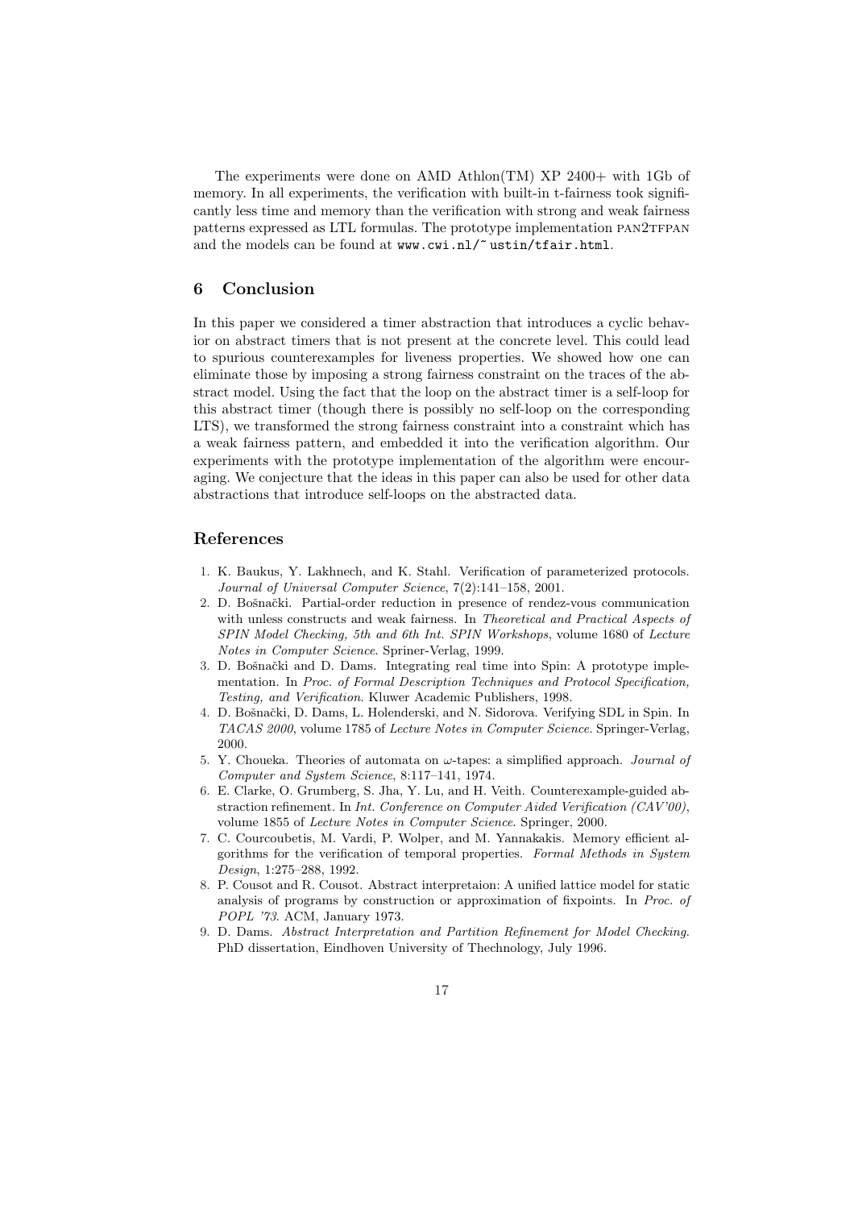The experiments were done on AMD Athlon(TM) XP 2400+ with 1Gb of memory. In all experiments, the verification with built-in t-fairness took significantly less time and memory than the verification with strong and weak fairness patterns expressed as LTL formulas. The prototype implementation PAN2TFPAN and the models can be found at `www.cwi.nl/~ustin/tfair.html`.

## 6 Conclusion

In this paper we considered a timer abstraction that introduces a cyclic behavior on abstract timers that is not present at the concrete level. This could lead to spurious counterexamples for liveness properties. We showed how one can eliminate those by imposing a strong fairness constraint on the traces of the abstract model. Using the fact that the loop on the abstract timer is a self-loop for this abstract timer (though there is possibly no self-loop on the corresponding LTS), we transformed the strong fairness constraint into a constraint which has a weak fairness pattern, and embedded it into the verification algorithm. Our experiments with the prototype implementation of the algorithm were encouraging. We conjecture that the ideas in this paper can also be used for other data abstractions that introduce self-loops on the abstracted data.

## References

1. K. Baukus, Y. Lakhnech, and K. Stahl. Verification of parameterized protocols. *Journal of Universal Computer Science*, 7(2):141–158, 2001.
2. D. Bošnački. Partial-order reduction in presence of rendez-vous communication with unless constructs and weak fairness. In *Theoretical and Practical Aspects of SPIN Model Checking, 5th and 6th Int. SPIN Workshops*, volume 1680 of *Lecture Notes in Computer Science*. Spriner-Verlag, 1999.
3. D. Bošnački and D. Dams. Integrating real time into Spin: A prototype implementation. In *Proc. of Formal Description Techniques and Protocol Specification, Testing, and Verification*. Kluwer Academic Publishers, 1998.
4. D. Bošnački, D. Dams, L. Holenderski, and N. Sidorova. Verifying SDL in Spin. In *TACAS 2000*, volume 1785 of *Lecture Notes in Computer Science*. Springer-Verlag, 2000.
5. Y. Choueka. Theories of automata on $\omega$-tapes: a simplified approach. *Journal of Computer and System Science*, 8:117–141, 1974.
6. E. Clarke, O. Grumberg, S. Jha, Y. Lu, and H. Veith. Counterexample-guided abstraction refinement. In *Int. Conference on Computer Aided Verification (CAV'00)*, volume 1855 of *Lecture Notes in Computer Science*. Springer, 2000.
7. C. Courcoubetis, M. Vardi, P. Wolper, and M. Yannakakis. Memory efficient algorithms for the verification of temporal properties. *Formal Methods in System Design*, 1:275–288, 1992.
8. P. Cousot and R. Cousot. Abstract interpretaion: A unified lattice model for static analysis of programs by construction or approximation of fixpoints. In *Proc. of POPL '73*. ACM, January 1973.
9. D. Dams. *Abstract Interpretation and Partition Refinement for Model Checking*. PhD dissertation, Eindhoven University of Thechnology, July 1996.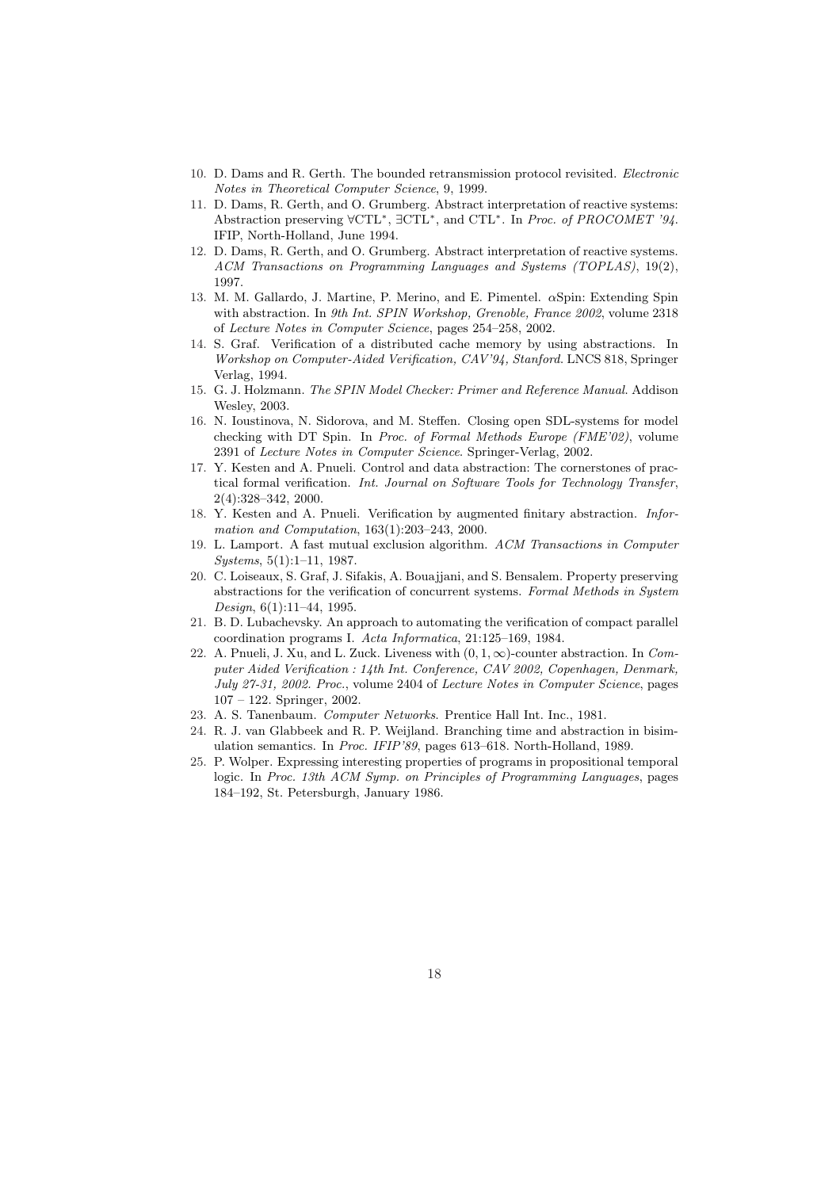10. D. Dams and R. Gerth. The bounded retransmission protocol revisited. *Electronic Notes in Theoretical Computer Science*, 9, 1999.
11. D. Dams, R. Gerth, and O. Grumberg. Abstract interpretation of reactive systems: Abstraction preserving $\forall$CTL$^*$, $\exists$CTL$^*$, and CTL$^*$. In *Proc. of PROCOMET '94*. IFIP, North-Holland, June 1994.
12. D. Dams, R. Gerth, and O. Grumberg. Abstract interpretation of reactive systems. *ACM Transactions on Programming Languages and Systems (TOPLAS)*, 19(2), 1997.
13. M. M. Gallardo, J. Martine, P. Merino, and E. Pimentel. $\alpha$Spin: Extending Spin with abstraction. In *9th Int. SPIN Workshop, Grenoble, France 2002*, volume 2318 of *Lecture Notes in Computer Science*, pages 254–258, 2002.
14. S. Graf. Verification of a distributed cache memory by using abstractions. In *Workshop on Computer-Aided Verification, CAV'94, Stanford*. LNCS 818, Springer Verlag, 1994.
15. G. J. Holzmann. *The SPIN Model Checker: Primer and Reference Manual*. Addison Wesley, 2003.
16. N. Ioustinova, N. Sidorova, and M. Steffen. Closing open SDL-systems for model checking with DT Spin. In *Proc. of Formal Methods Europe (FME'02)*, volume 2391 of *Lecture Notes in Computer Science*. Springer-Verlag, 2002.
17. Y. Kesten and A. Pnueli. Control and data abstraction: The cornerstones of practical formal verification. *Int. Journal on Software Tools for Technology Transfer*, 2(4):328–342, 2000.
18. Y. Kesten and A. Pnueli. Verification by augmented finitary abstraction. *Information and Computation*, 163(1):203–243, 2000.
19. L. Lamport. A fast mutual exclusion algorithm. *ACM Transactions in Computer Systems*, 5(1):1–11, 1987.
20. C. Loiseaux, S. Graf, J. Sifakis, A. Bouajjani, and S. Bensalem. Property preserving abstractions for the verification of concurrent systems. *Formal Methods in System Design*, 6(1):11–44, 1995.
21. B. D. Lubachevsky. An approach to automating the verification of compact parallel coordination programs I. *Acta Informatica*, 21:125–169, 1984.
22. A. Pnueli, J. Xu, and L. Zuck. Liveness with $(0, 1, \infty)$-counter abstraction. In *Computer Aided Verification : 14th Int. Conference, CAV 2002, Copenhagen, Denmark, July 27-31, 2002. Proc.*, volume 2404 of *Lecture Notes in Computer Science*, pages 107 – 122. Springer, 2002.
23. A. S. Tanenbaum. *Computer Networks*. Prentice Hall Int. Inc., 1981.
24. R. J. van Glabbeek and R. P. Weijland. Branching time and abstraction in bisimulation semantics. In *Proc. IFIP'89*, pages 613–618. North-Holland, 1989.
25. P. Wolper. Expressing interesting properties of programs in propositional temporal logic. In *Proc. 13th ACM Symp. on Principles of Programming Languages*, pages 184–192, St. Petersburgh, January 1986.